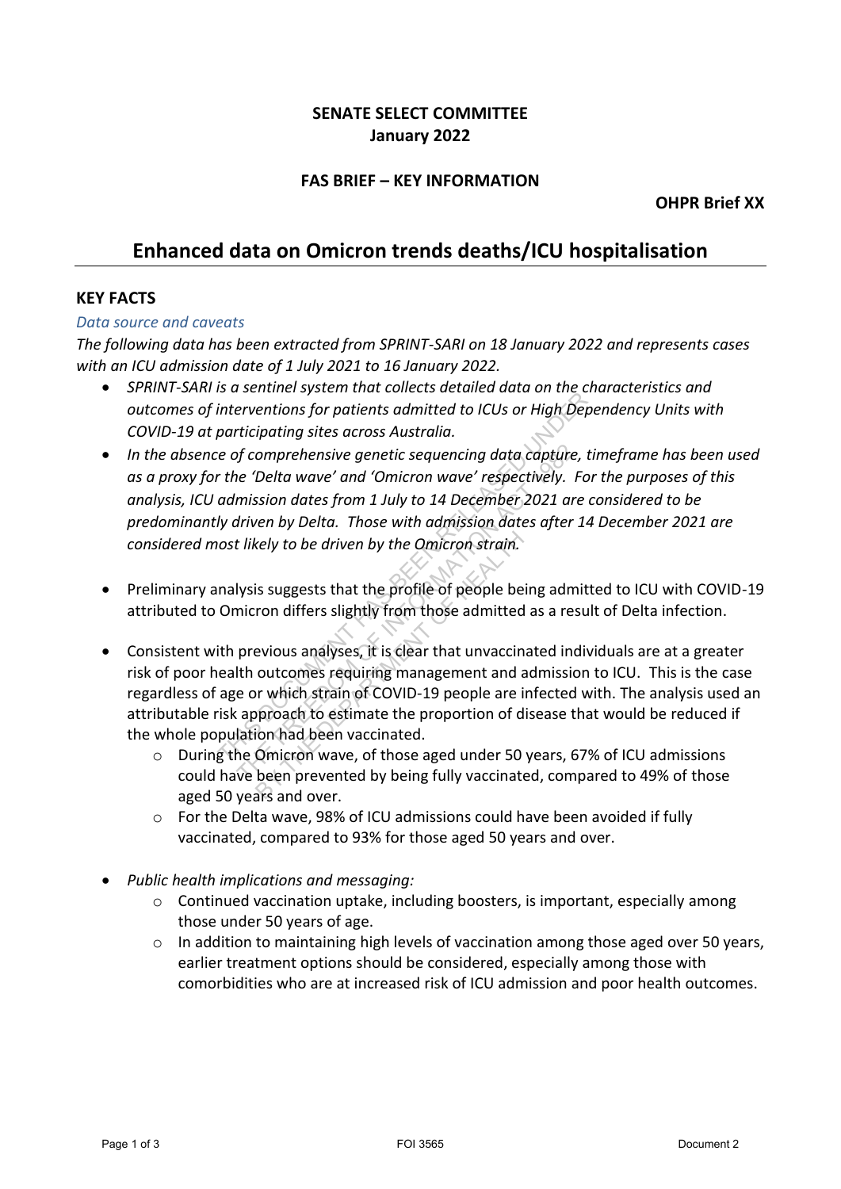**SENATE SELECT COMMITTEE**
**January 2022**

**FAS BRIEF – KEY INFORMATION**

**OHPR Brief XX**

# Enhanced data on Omicron trends deaths/ICU hospitalisation

## KEY FACTS

*Data source and caveats*

*The following data has been extracted from SPRINT-SARI on 18 January 2022 and represents cases with an ICU admission date of 1 July 2021 to 16 January 2022.*

- *SPRINT-SARI is a sentinel system that collects detailed data on the characteristics and outcomes of interventions for patients admitted to ICUs or High Dependency Units with COVID-19 at participating sites across Australia.*
- *In the absence of comprehensive genetic sequencing data capture, timeframe has been used as a proxy for the 'Delta wave' and 'Omicron wave' respectively. For the purposes of this analysis, ICU admission dates from 1 July to 14 December 2021 are considered to be predominantly driven by Delta. Those with admission dates after 14 December 2021 are considered most likely to be driven by the Omicron strain.*

- Preliminary analysis suggests that the profile of people being admitted to ICU with COVID-19 attributed to Omicron differs slightly from those admitted as a result of Delta infection.

- Consistent with previous analyses, it is clear that unvaccinated individuals are at a greater risk of poor health outcomes requiring management and admission to ICU. This is the case regardless of age or which strain of COVID-19 people are infected with. The analysis used an attributable risk approach to estimate the proportion of disease that would be reduced if the whole population had been vaccinated.
  - During the Omicron wave, of those aged under 50 years, 67% of ICU admissions could have been prevented by being fully vaccinated, compared to 49% of those aged 50 years and over.
  - For the Delta wave, 98% of ICU admissions could have been avoided if fully vaccinated, compared to 93% for those aged 50 years and over.

- *Public health implications and messaging:*
  - Continued vaccination uptake, including boosters, is important, especially among those under 50 years of age.
  - In addition to maintaining high levels of vaccination among those aged over 50 years, earlier treatment options should be considered, especially among those with comorbidities who are at increased risk of ICU admission and poor health outcomes.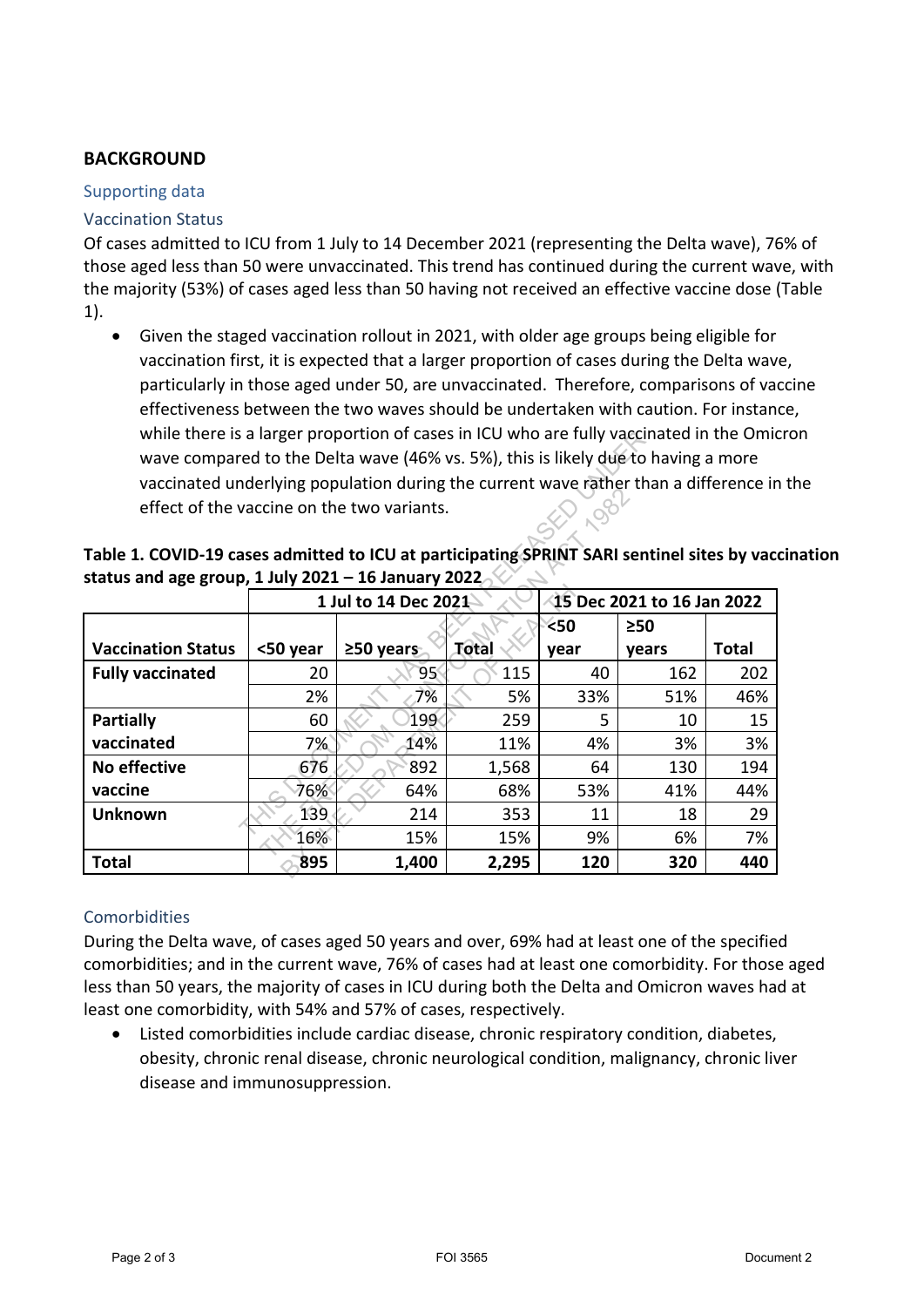## BACKGROUND

### Supporting data

### Vaccination Status

Of cases admitted to ICU from 1 July to 14 December 2021 (representing the Delta wave), 76% of those aged less than 50 were unvaccinated. This trend has continued during the current wave, with the majority (53%) of cases aged less than 50 having not received an effective vaccine dose (Table 1).

- Given the staged vaccination rollout in 2021, with older age groups being eligible for vaccination first, it is expected that a larger proportion of cases during the Delta wave, particularly in those aged under 50, are unvaccinated. Therefore, comparisons of vaccine effectiveness between the two waves should be undertaken with caution. For instance, while there is a larger proportion of cases in ICU who are fully vaccinated in the Omicron wave compared to the Delta wave (46% vs. 5%), this is likely due to having a more vaccinated underlying population during the current wave rather than a difference in the effect of the vaccine on the two variants.

**Table 1. COVID-19 cases admitted to ICU at participating SPRINT SARI sentinel sites by vaccination status and age group, 1 July 2021 – 16 January 2022**

| | 1 Jul to 14 Dec 2021 | | | 15 Dec 2021 to 16 Jan 2022 | | |
|---|---|---|---|---|---|---|
| **Vaccination Status** | **<50 year** | **≥50 years** | **Total** | **<50 year** | **≥50 years** | **Total** |
| **Fully vaccinated** | 20 | 95 | 115 | 40 | 162 | 202 |
| | 2% | 7% | 5% | 33% | 51% | 46% |
| **Partially vaccinated** | 60 | 199 | 259 | 5 | 10 | 15 |
| | 7% | 14% | 11% | 4% | 3% | 3% |
| **No effective vaccine** | 676 | 892 | 1,568 | 64 | 130 | 194 |
| | 76% | 64% | 68% | 53% | 41% | 44% |
| **Unknown** | 139 | 214 | 353 | 11 | 18 | 29 |
| | 16% | 15% | 15% | 9% | 6% | 7% |
| **Total** | **895** | **1,400** | **2,295** | **120** | **320** | **440** |

### Comorbidities

During the Delta wave, of cases aged 50 years and over, 69% had at least one of the specified comorbidities; and in the current wave, 76% of cases had at least one comorbidity. For those aged less than 50 years, the majority of cases in ICU during both the Delta and Omicron waves had at least one comorbidity, with 54% and 57% of cases, respectively.

- Listed comorbidities include cardiac disease, chronic respiratory condition, diabetes, obesity, chronic renal disease, chronic neurological condition, malignancy, chronic liver disease and immunosuppression.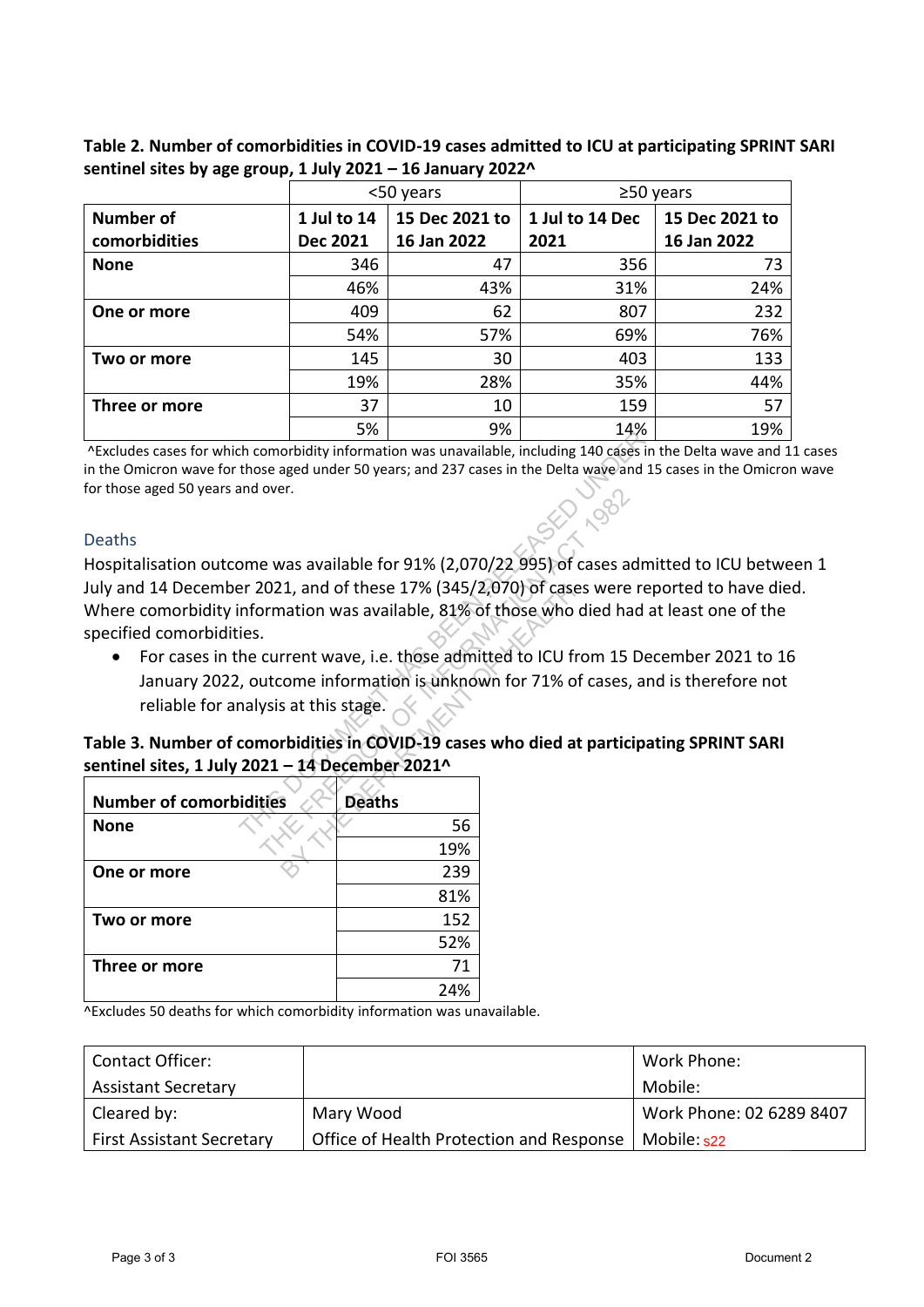**Table 2. Number of comorbidities in COVID-19 cases admitted to ICU at participating SPRINT SARI sentinel sites by age group, 1 July 2021 – 16 January 2022^**

| | <50 years | | ≥50 years | |
|---|---|---|---|---|
| **Number of comorbidities** | **1 Jul to 14 Dec 2021** | **15 Dec 2021 to 16 Jan 2022** | **1 Jul to 14 Dec 2021** | **15 Dec 2021 to 16 Jan 2022** |
| **None** | 346 | 47 | 356 | 73 |
| | 46% | 43% | 31% | 24% |
| **One or more** | 409 | 62 | 807 | 232 |
| | 54% | 57% | 69% | 76% |
| **Two or more** | 145 | 30 | 403 | 133 |
| | 19% | 28% | 35% | 44% |
| **Three or more** | 37 | 10 | 159 | 57 |
| | 5% | 9% | 14% | 19% |

^Excludes cases for which comorbidity information was unavailable, including 140 cases in the Delta wave and 11 cases in the Omicron wave for those aged under 50 years; and 237 cases in the Delta wave and 15 cases in the Omicron wave for those aged 50 years and over.

## Deaths

Hospitalisation outcome was available for 91% (2,070/22 995) of cases admitted to ICU between 1 July and 14 December 2021, and of these 17% (345/2,070) of cases were reported to have died. Where comorbidity information was available, 81% of those who died had at least one of the specified comorbidities.

- For cases in the current wave, i.e. those admitted to ICU from 15 December 2021 to 16 January 2022, outcome information is unknown for 71% of cases, and is therefore not reliable for analysis at this stage.

**Table 3. Number of comorbidities in COVID-19 cases who died at participating SPRINT SARI sentinel sites, 1 July 2021 – 14 December 2021^**

| Number of comorbidities | Deaths |
|---|---|
| **None** | 56 |
| | 19% |
| **One or more** | 239 |
| | 81% |
| **Two or more** | 152 |
| | 52% |
| **Three or more** | 71 |
| | 24% |

^Excludes 50 deaths for which comorbidity information was unavailable.

| | | |
|---|---|---|
| Contact Officer: Assistant Secretary | | Work Phone: Mobile: |
| Cleared by: First Assistant Secretary | Mary Wood Office of Health Protection and Response | Work Phone: 02 6289 8407 Mobile: s22 |